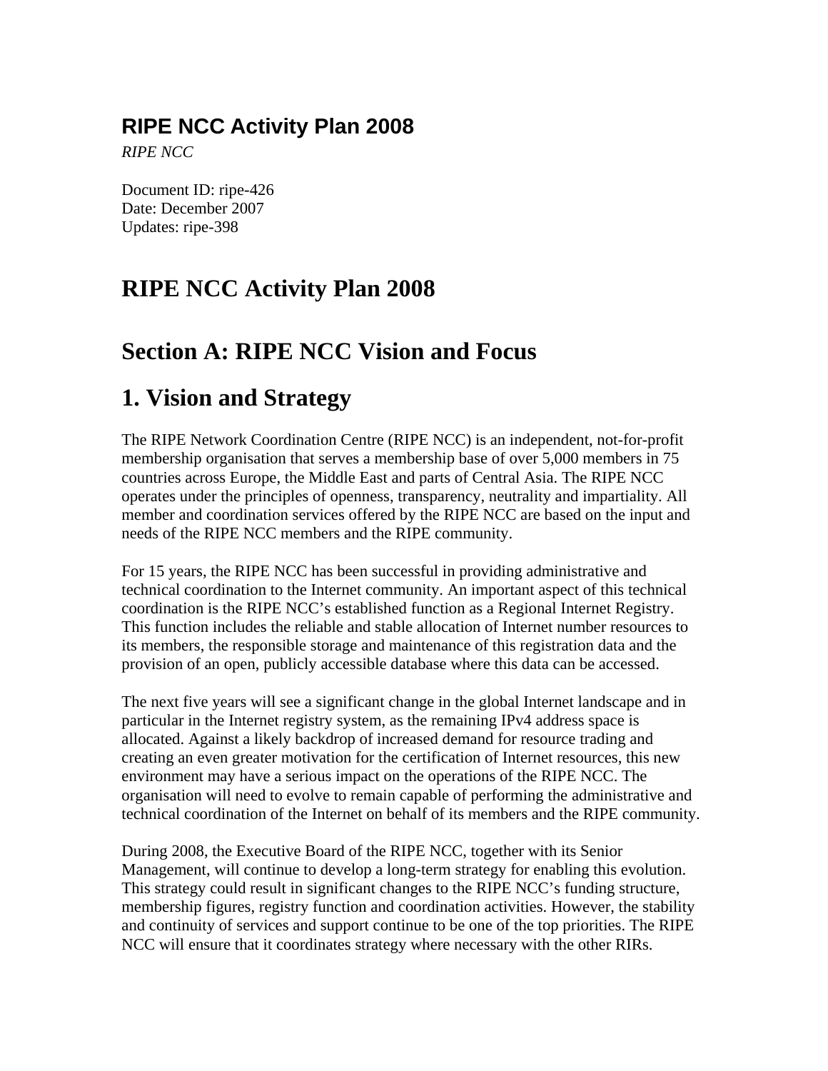# RIPE NCC Activity Plan 2008

*RIPE NCC*

Document ID: ripe-426
Date: December 2007
Updates: ripe-398

# RIPE NCC Activity Plan 2008

# Section A: RIPE NCC Vision and Focus

# 1. Vision and Strategy

The RIPE Network Coordination Centre (RIPE NCC) is an independent, not-for-profit membership organisation that serves a membership base of over 5,000 members in 75 countries across Europe, the Middle East and parts of Central Asia. The RIPE NCC operates under the principles of openness, transparency, neutrality and impartiality. All member and coordination services offered by the RIPE NCC are based on the input and needs of the RIPE NCC members and the RIPE community.

For 15 years, the RIPE NCC has been successful in providing administrative and technical coordination to the Internet community. An important aspect of this technical coordination is the RIPE NCC's established function as a Regional Internet Registry. This function includes the reliable and stable allocation of Internet number resources to its members, the responsible storage and maintenance of this registration data and the provision of an open, publicly accessible database where this data can be accessed.

The next five years will see a significant change in the global Internet landscape and in particular in the Internet registry system, as the remaining IPv4 address space is allocated. Against a likely backdrop of increased demand for resource trading and creating an even greater motivation for the certification of Internet resources, this new environment may have a serious impact on the operations of the RIPE NCC. The organisation will need to evolve to remain capable of performing the administrative and technical coordination of the Internet on behalf of its members and the RIPE community.

During 2008, the Executive Board of the RIPE NCC, together with its Senior Management, will continue to develop a long-term strategy for enabling this evolution. This strategy could result in significant changes to the RIPE NCC's funding structure, membership figures, registry function and coordination activities. However, the stability and continuity of services and support continue to be one of the top priorities. The RIPE NCC will ensure that it coordinates strategy where necessary with the other RIRs.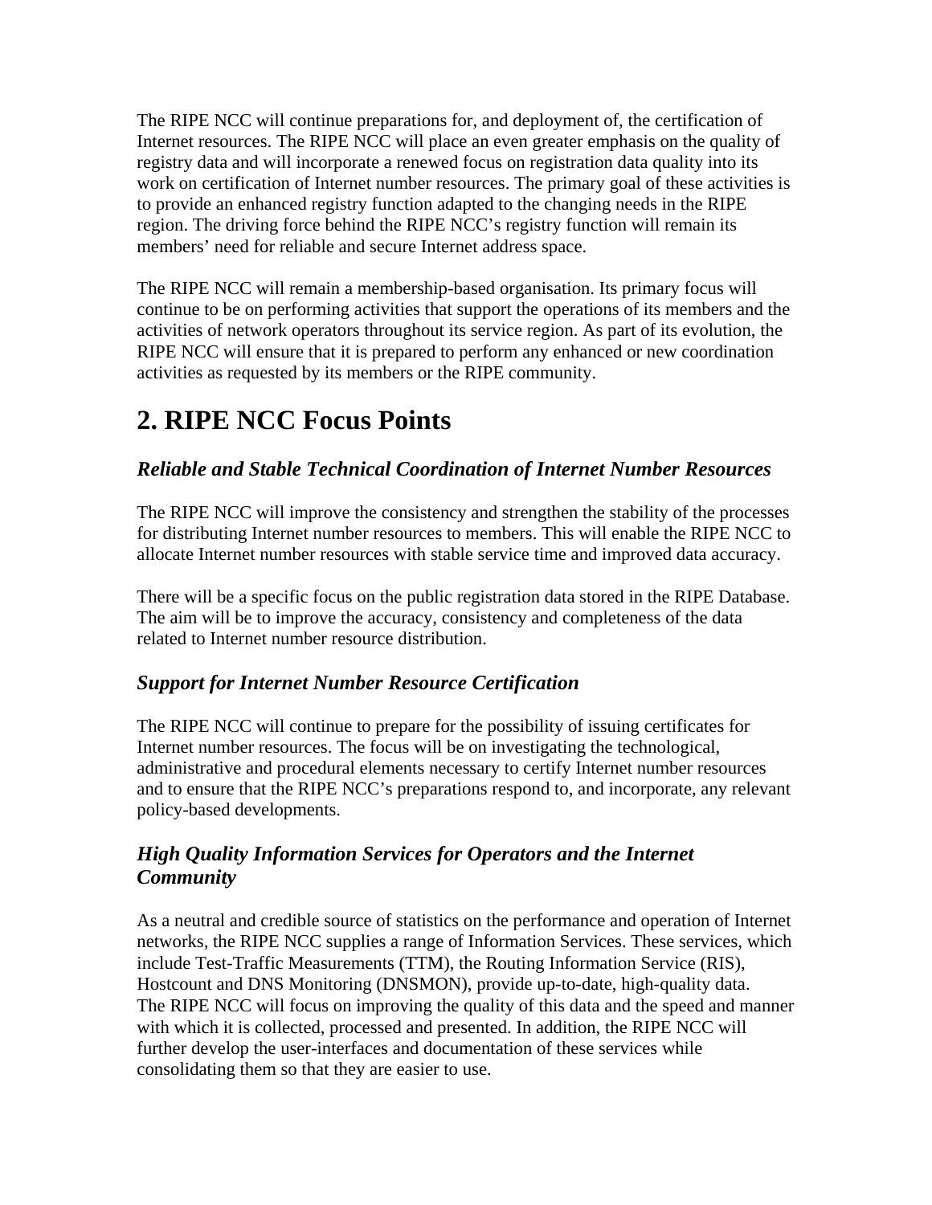The RIPE NCC will continue preparations for, and deployment of, the certification of Internet resources. The RIPE NCC will place an even greater emphasis on the quality of registry data and will incorporate a renewed focus on registration data quality into its work on certification of Internet number resources. The primary goal of these activities is to provide an enhanced registry function adapted to the changing needs in the RIPE region. The driving force behind the RIPE NCC's registry function will remain its members' need for reliable and secure Internet address space.

The RIPE NCC will remain a membership-based organisation. Its primary focus will continue to be on performing activities that support the operations of its members and the activities of network operators throughout its service region. As part of its evolution, the RIPE NCC will ensure that it is prepared to perform any enhanced or new coordination activities as requested by its members or the RIPE community.

# 2. RIPE NCC Focus Points

### *Reliable and Stable Technical Coordination of Internet Number Resources*

The RIPE NCC will improve the consistency and strengthen the stability of the processes for distributing Internet number resources to members. This will enable the RIPE NCC to allocate Internet number resources with stable service time and improved data accuracy.

There will be a specific focus on the public registration data stored in the RIPE Database. The aim will be to improve the accuracy, consistency and completeness of the data related to Internet number resource distribution.

### *Support for Internet Number Resource Certification*

The RIPE NCC will continue to prepare for the possibility of issuing certificates for Internet number resources. The focus will be on investigating the technological, administrative and procedural elements necessary to certify Internet number resources and to ensure that the RIPE NCC's preparations respond to, and incorporate, any relevant policy-based developments.

### *High Quality Information Services for Operators and the Internet Community*

As a neutral and credible source of statistics on the performance and operation of Internet networks, the RIPE NCC supplies a range of Information Services. These services, which include Test-Traffic Measurements (TTM), the Routing Information Service (RIS), Hostcount and DNS Monitoring (DNSMON), provide up-to-date, high-quality data. The RIPE NCC will focus on improving the quality of this data and the speed and manner with which it is collected, processed and presented. In addition, the RIPE NCC will further develop the user-interfaces and documentation of these services while consolidating them so that they are easier to use.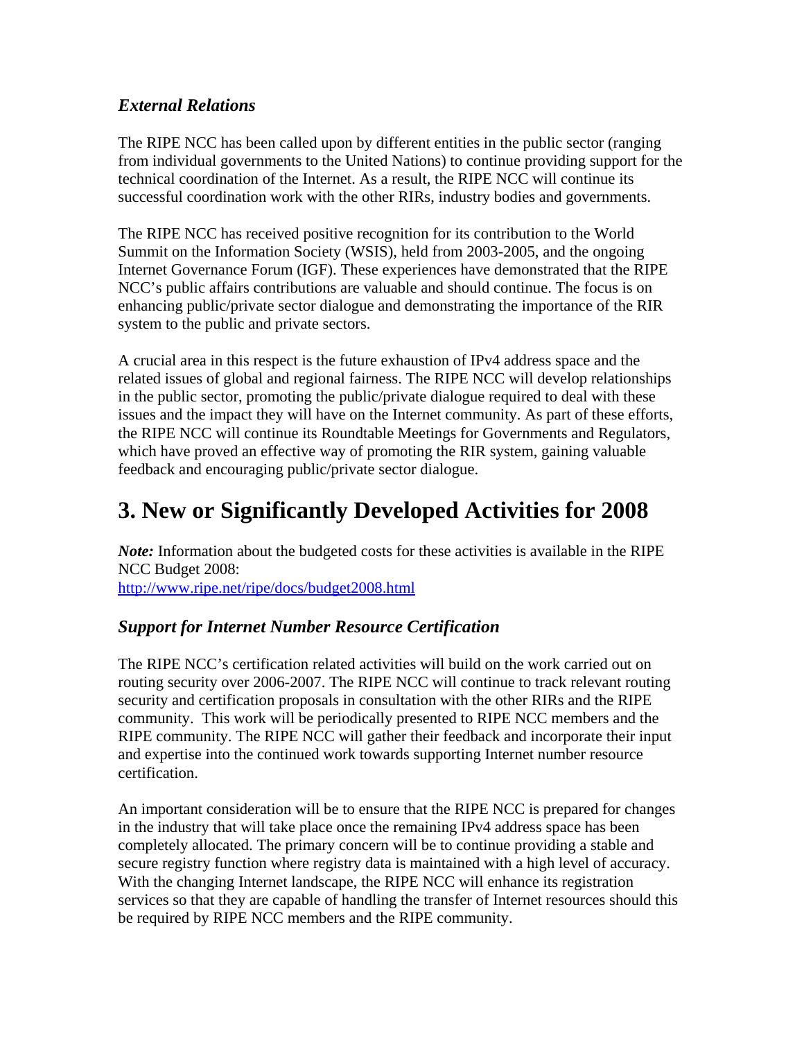### *External Relations*

The RIPE NCC has been called upon by different entities in the public sector (ranging from individual governments to the United Nations) to continue providing support for the technical coordination of the Internet. As a result, the RIPE NCC will continue its successful coordination work with the other RIRs, industry bodies and governments.

The RIPE NCC has received positive recognition for its contribution to the World Summit on the Information Society (WSIS), held from 2003-2005, and the ongoing Internet Governance Forum (IGF). These experiences have demonstrated that the RIPE NCC's public affairs contributions are valuable and should continue. The focus is on enhancing public/private sector dialogue and demonstrating the importance of the RIR system to the public and private sectors.

A crucial area in this respect is the future exhaustion of IPv4 address space and the related issues of global and regional fairness. The RIPE NCC will develop relationships in the public sector, promoting the public/private dialogue required to deal with these issues and the impact they will have on the Internet community. As part of these efforts, the RIPE NCC will continue its Roundtable Meetings for Governments and Regulators, which have proved an effective way of promoting the RIR system, gaining valuable feedback and encouraging public/private sector dialogue.

# 3. New or Significantly Developed Activities for 2008

***Note:*** Information about the budgeted costs for these activities is available in the RIPE NCC Budget 2008:
http://www.ripe.net/ripe/docs/budget2008.html

### *Support for Internet Number Resource Certification*

The RIPE NCC's certification related activities will build on the work carried out on routing security over 2006-2007. The RIPE NCC will continue to track relevant routing security and certification proposals in consultation with the other RIRs and the RIPE community. This work will be periodically presented to RIPE NCC members and the RIPE community. The RIPE NCC will gather their feedback and incorporate their input and expertise into the continued work towards supporting Internet number resource certification.

An important consideration will be to ensure that the RIPE NCC is prepared for changes in the industry that will take place once the remaining IPv4 address space has been completely allocated. The primary concern will be to continue providing a stable and secure registry function where registry data is maintained with a high level of accuracy. With the changing Internet landscape, the RIPE NCC will enhance its registration services so that they are capable of handling the transfer of Internet resources should this be required by RIPE NCC members and the RIPE community.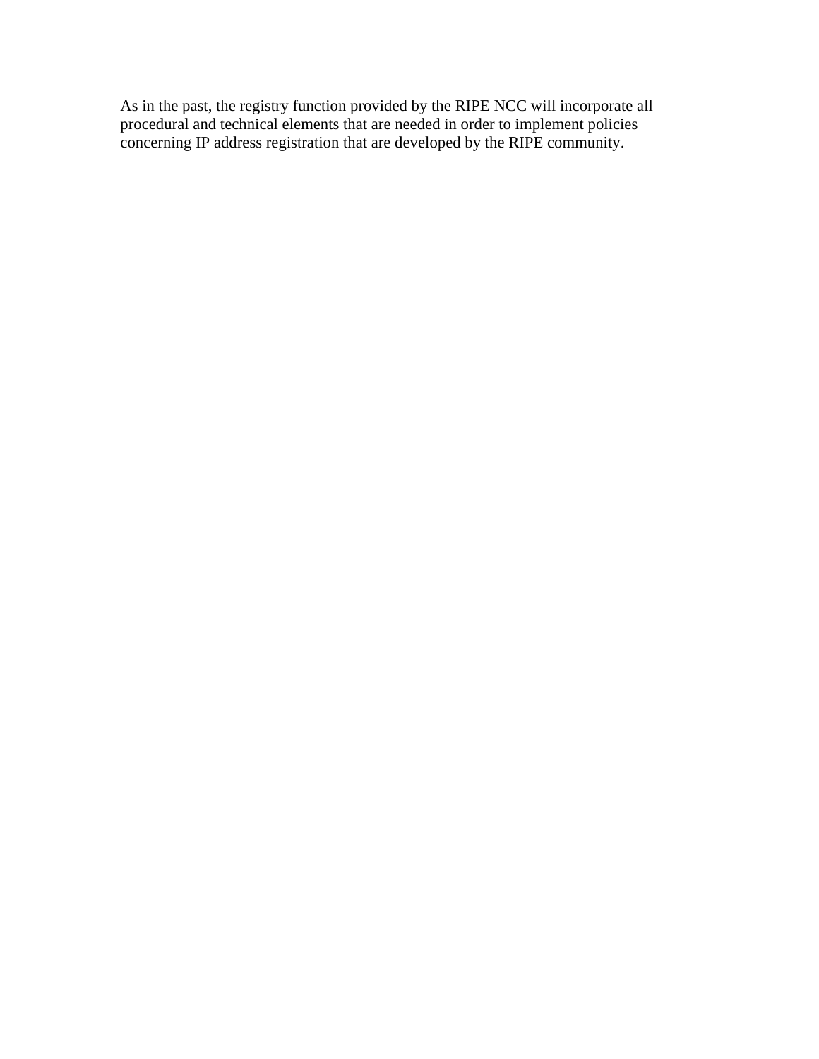As in the past, the registry function provided by the RIPE NCC will incorporate all procedural and technical elements that are needed in order to implement policies concerning IP address registration that are developed by the RIPE community.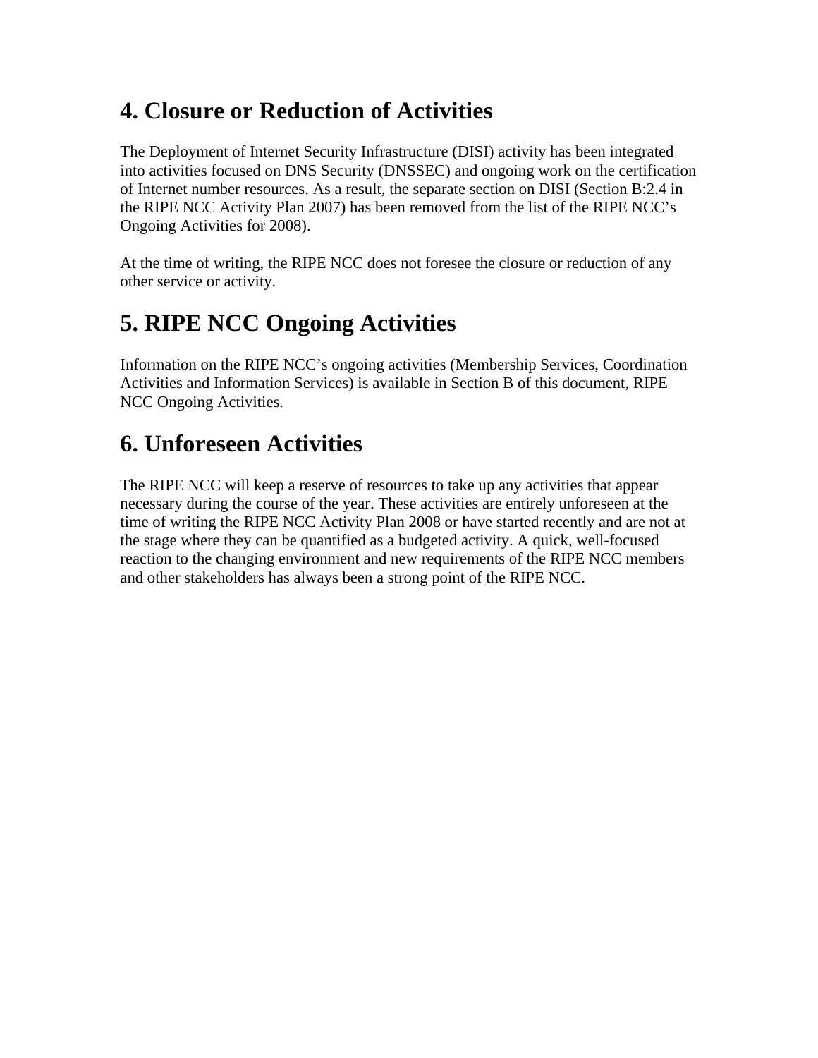# 4. Closure or Reduction of Activities

The Deployment of Internet Security Infrastructure (DISI) activity has been integrated into activities focused on DNS Security (DNSSEC) and ongoing work on the certification of Internet number resources. As a result, the separate section on DISI (Section B:2.4 in the RIPE NCC Activity Plan 2007) has been removed from the list of the RIPE NCC's Ongoing Activities for 2008).

At the time of writing, the RIPE NCC does not foresee the closure or reduction of any other service or activity.

# 5. RIPE NCC Ongoing Activities

Information on the RIPE NCC's ongoing activities (Membership Services, Coordination Activities and Information Services) is available in Section B of this document, RIPE NCC Ongoing Activities.

# 6. Unforeseen Activities

The RIPE NCC will keep a reserve of resources to take up any activities that appear necessary during the course of the year. These activities are entirely unforeseen at the time of writing the RIPE NCC Activity Plan 2008 or have started recently and are not at the stage where they can be quantified as a budgeted activity. A quick, well-focused reaction to the changing environment and new requirements of the RIPE NCC members and other stakeholders has always been a strong point of the RIPE NCC.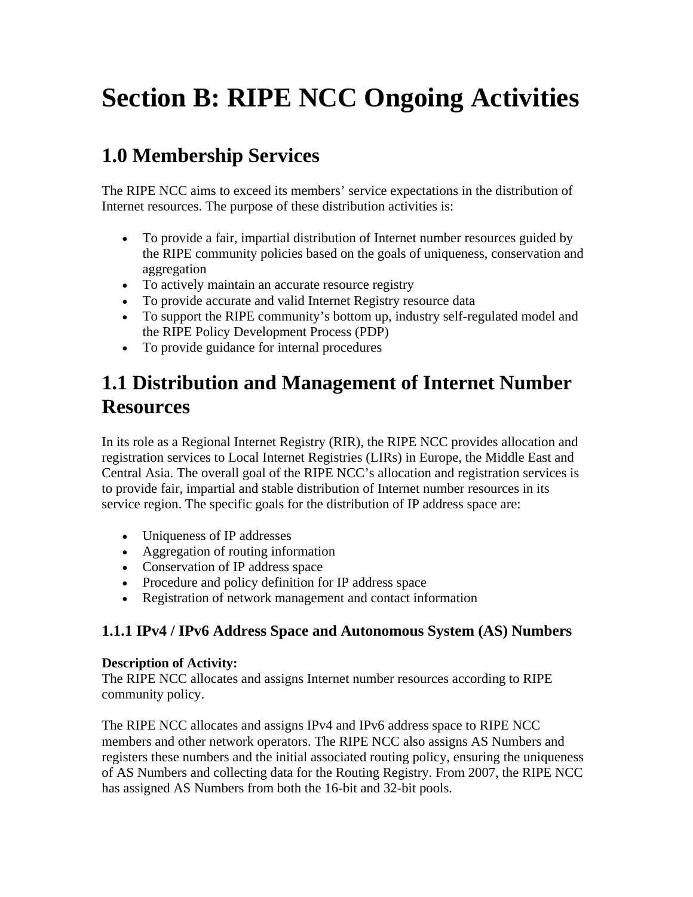# Section B: RIPE NCC Ongoing Activities

## 1.0 Membership Services

The RIPE NCC aims to exceed its members' service expectations in the distribution of Internet resources. The purpose of these distribution activities is:

- To provide a fair, impartial distribution of Internet number resources guided by the RIPE community policies based on the goals of uniqueness, conservation and aggregation
- To actively maintain an accurate resource registry
- To provide accurate and valid Internet Registry resource data
- To support the RIPE community's bottom up, industry self-regulated model and the RIPE Policy Development Process (PDP)
- To provide guidance for internal procedures

## 1.1 Distribution and Management of Internet Number Resources

In its role as a Regional Internet Registry (RIR), the RIPE NCC provides allocation and registration services to Local Internet Registries (LIRs) in Europe, the Middle East and Central Asia. The overall goal of the RIPE NCC's allocation and registration services is to provide fair, impartial and stable distribution of Internet number resources in its service region. The specific goals for the distribution of IP address space are:

- Uniqueness of IP addresses
- Aggregation of routing information
- Conservation of IP address space
- Procedure and policy definition for IP address space
- Registration of network management and contact information

### 1.1.1 IPv4 / IPv6 Address Space and Autonomous System (AS) Numbers

**Description of Activity:**
The RIPE NCC allocates and assigns Internet number resources according to RIPE community policy.

The RIPE NCC allocates and assigns IPv4 and IPv6 address space to RIPE NCC members and other network operators. The RIPE NCC also assigns AS Numbers and registers these numbers and the initial associated routing policy, ensuring the uniqueness of AS Numbers and collecting data for the Routing Registry. From 2007, the RIPE NCC has assigned AS Numbers from both the 16-bit and 32-bit pools.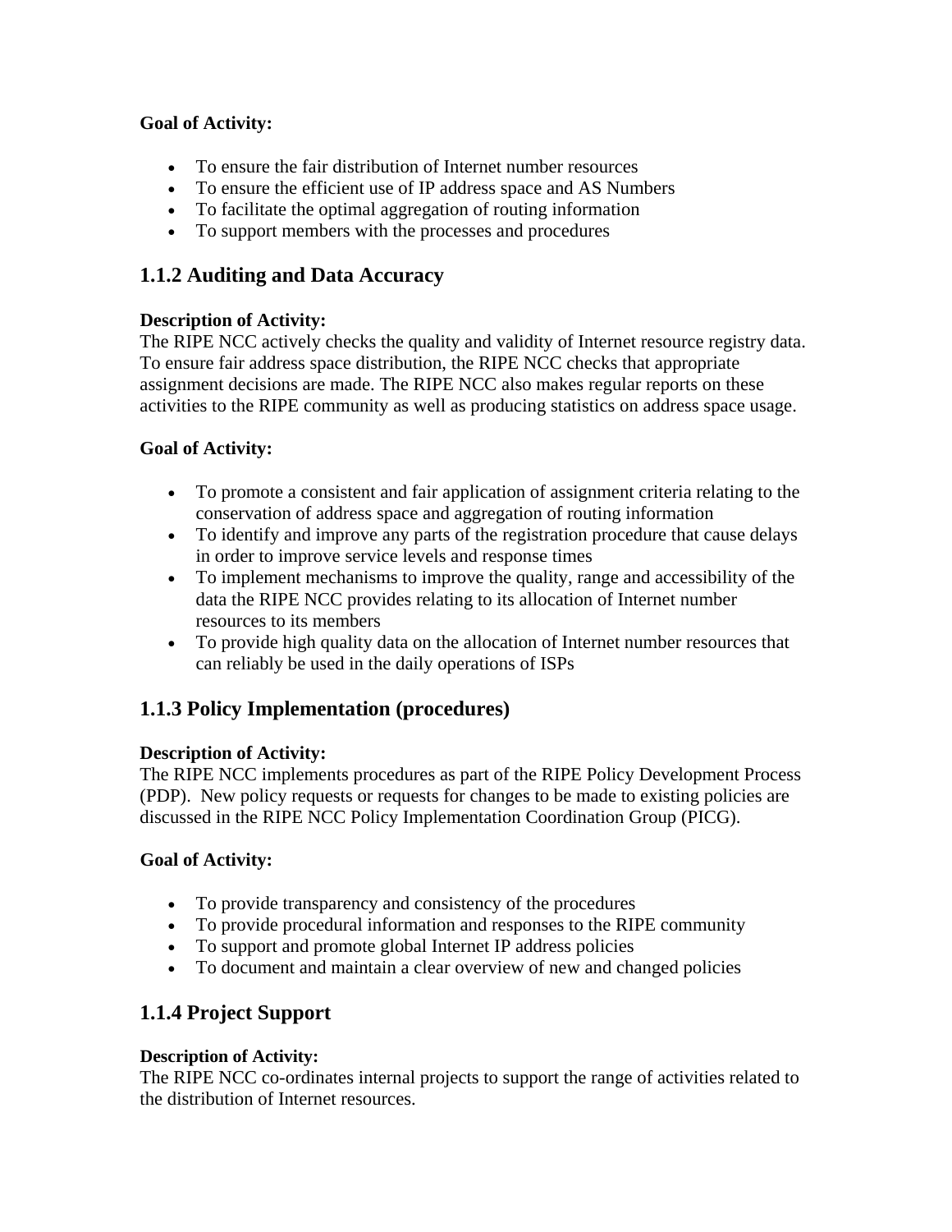**Goal of Activity:**

- To ensure the fair distribution of Internet number resources
- To ensure the efficient use of IP address space and AS Numbers
- To facilitate the optimal aggregation of routing information
- To support members with the processes and procedures

### 1.1.2 Auditing and Data Accuracy

**Description of Activity:**
The RIPE NCC actively checks the quality and validity of Internet resource registry data. To ensure fair address space distribution, the RIPE NCC checks that appropriate assignment decisions are made. The RIPE NCC also makes regular reports on these activities to the RIPE community as well as producing statistics on address space usage.

**Goal of Activity:**

- To promote a consistent and fair application of assignment criteria relating to the conservation of address space and aggregation of routing information
- To identify and improve any parts of the registration procedure that cause delays in order to improve service levels and response times
- To implement mechanisms to improve the quality, range and accessibility of the data the RIPE NCC provides relating to its allocation of Internet number resources to its members
- To provide high quality data on the allocation of Internet number resources that can reliably be used in the daily operations of ISPs

### 1.1.3 Policy Implementation (procedures)

**Description of Activity:**
The RIPE NCC implements procedures as part of the RIPE Policy Development Process (PDP). New policy requests or requests for changes to be made to existing policies are discussed in the RIPE NCC Policy Implementation Coordination Group (PICG).

**Goal of Activity:**

- To provide transparency and consistency of the procedures
- To provide procedural information and responses to the RIPE community
- To support and promote global Internet IP address policies
- To document and maintain a clear overview of new and changed policies

### 1.1.4 Project Support

**Description of Activity:**
The RIPE NCC co-ordinates internal projects to support the range of activities related to the distribution of Internet resources.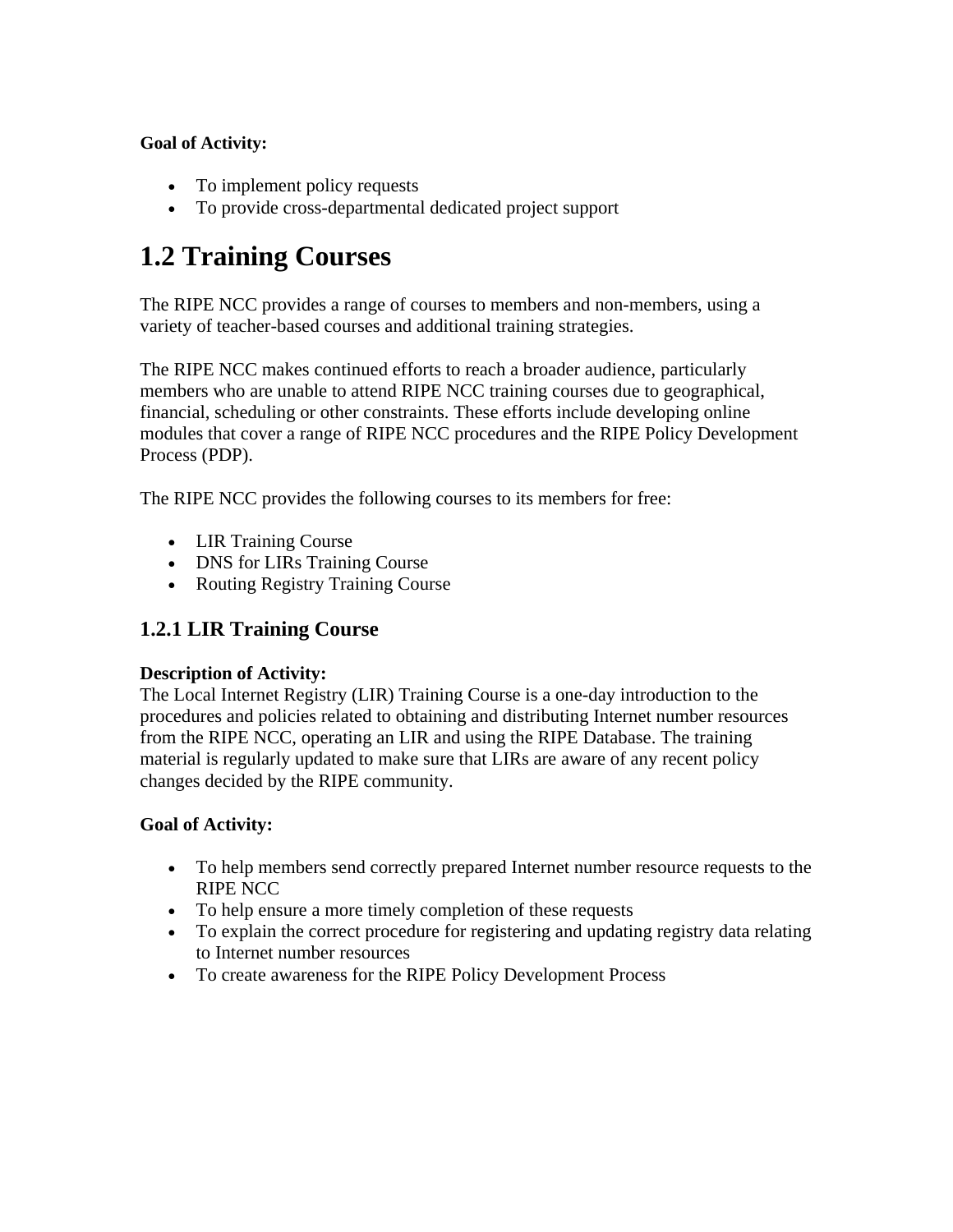**Goal of Activity:**

- To implement policy requests
- To provide cross-departmental dedicated project support

# 1.2 Training Courses

The RIPE NCC provides a range of courses to members and non-members, using a variety of teacher-based courses and additional training strategies.

The RIPE NCC makes continued efforts to reach a broader audience, particularly members who are unable to attend RIPE NCC training courses due to geographical, financial, scheduling or other constraints. These efforts include developing online modules that cover a range of RIPE NCC procedures and the RIPE Policy Development Process (PDP).

The RIPE NCC provides the following courses to its members for free:

- LIR Training Course
- DNS for LIRs Training Course
- Routing Registry Training Course

## 1.2.1 LIR Training Course

**Description of Activity:**
The Local Internet Registry (LIR) Training Course is a one-day introduction to the procedures and policies related to obtaining and distributing Internet number resources from the RIPE NCC, operating an LIR and using the RIPE Database. The training material is regularly updated to make sure that LIRs are aware of any recent policy changes decided by the RIPE community.

**Goal of Activity:**

- To help members send correctly prepared Internet number resource requests to the RIPE NCC
- To help ensure a more timely completion of these requests
- To explain the correct procedure for registering and updating registry data relating to Internet number resources
- To create awareness for the RIPE Policy Development Process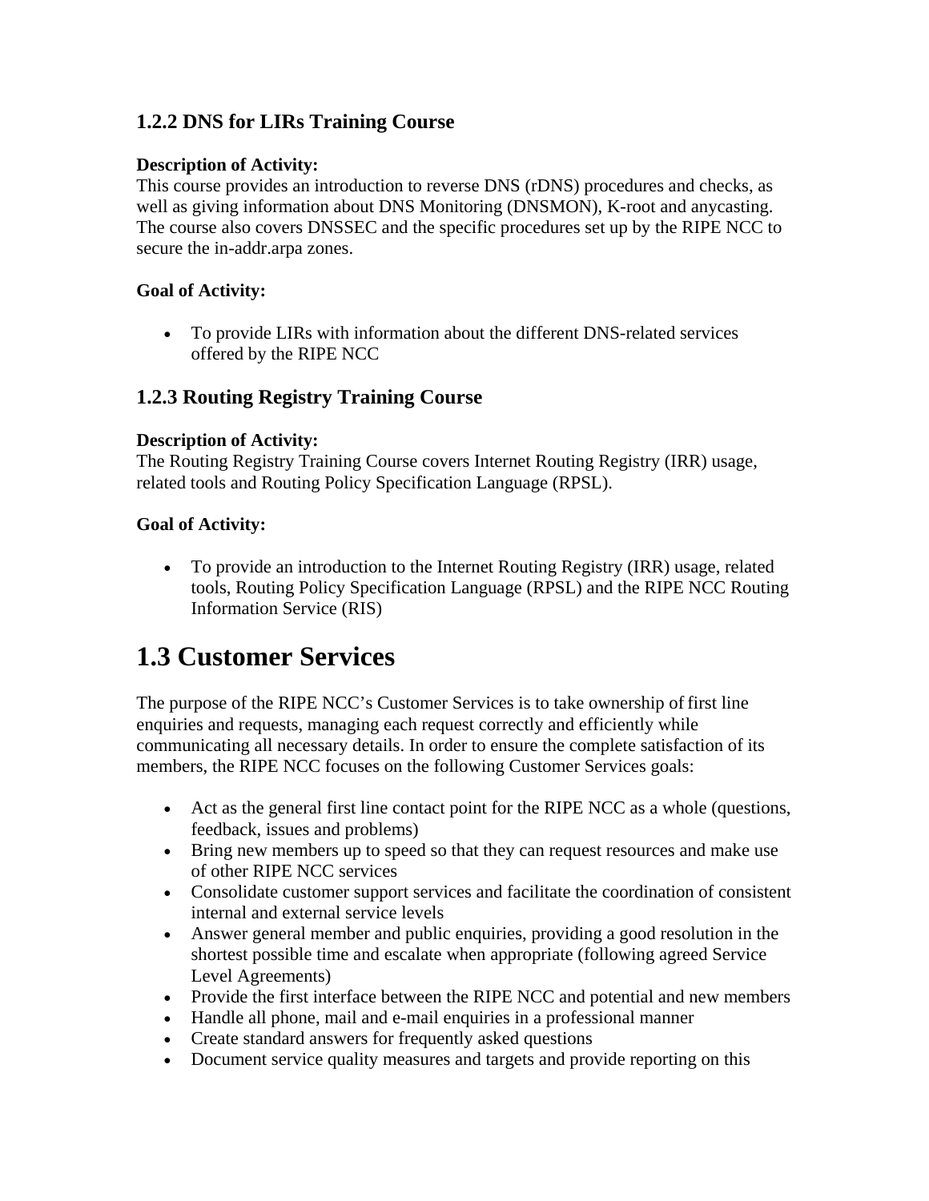### 1.2.2 DNS for LIRs Training Course

**Description of Activity:**
This course provides an introduction to reverse DNS (rDNS) procedures and checks, as well as giving information about DNS Monitoring (DNSMON), K-root and anycasting. The course also covers DNSSEC and the specific procedures set up by the RIPE NCC to secure the in-addr.arpa zones.

**Goal of Activity:**

- To provide LIRs with information about the different DNS-related services offered by the RIPE NCC

### 1.2.3 Routing Registry Training Course

**Description of Activity:**
The Routing Registry Training Course covers Internet Routing Registry (IRR) usage, related tools and Routing Policy Specification Language (RPSL).

**Goal of Activity:**

- To provide an introduction to the Internet Routing Registry (IRR) usage, related tools, Routing Policy Specification Language (RPSL) and the RIPE NCC Routing Information Service (RIS)

## 1.3 Customer Services

The purpose of the RIPE NCC's Customer Services is to take ownership of first line enquiries and requests, managing each request correctly and efficiently while communicating all necessary details. In order to ensure the complete satisfaction of its members, the RIPE NCC focuses on the following Customer Services goals:

- Act as the general first line contact point for the RIPE NCC as a whole (questions, feedback, issues and problems)
- Bring new members up to speed so that they can request resources and make use of other RIPE NCC services
- Consolidate customer support services and facilitate the coordination of consistent internal and external service levels
- Answer general member and public enquiries, providing a good resolution in the shortest possible time and escalate when appropriate (following agreed Service Level Agreements)
- Provide the first interface between the RIPE NCC and potential and new members
- Handle all phone, mail and e-mail enquiries in a professional manner
- Create standard answers for frequently asked questions
- Document service quality measures and targets and provide reporting on this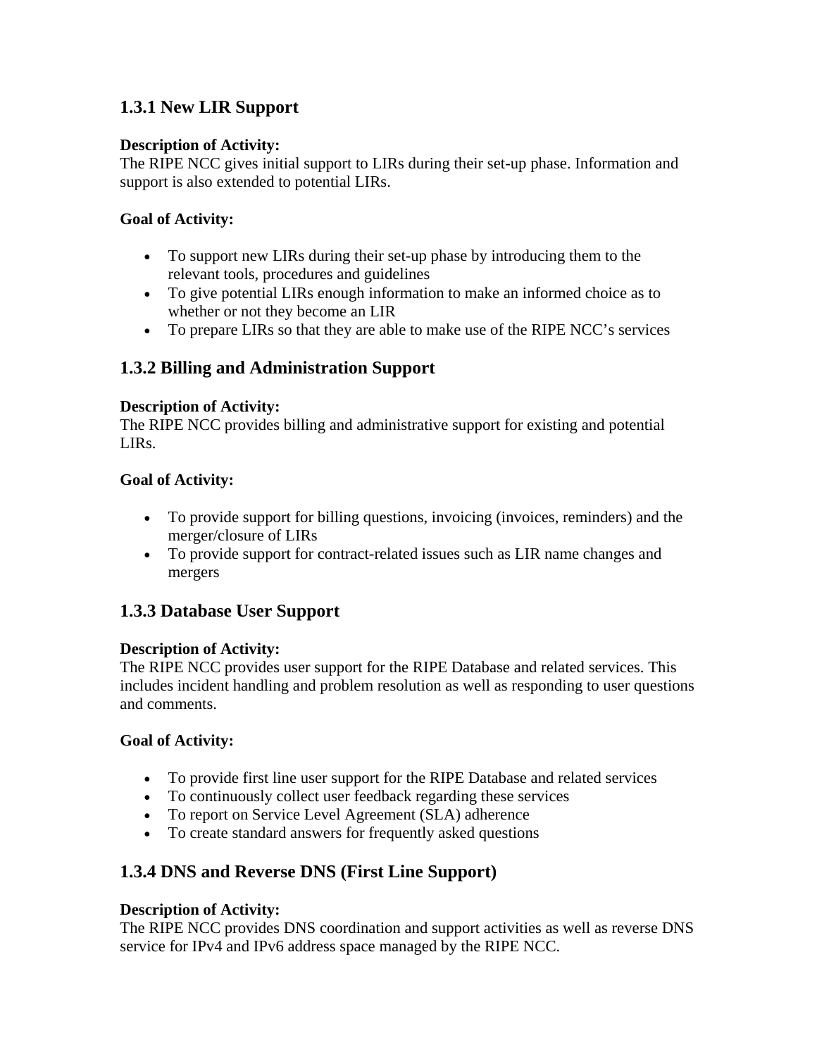### 1.3.1 New LIR Support

**Description of Activity:**
The RIPE NCC gives initial support to LIRs during their set-up phase. Information and support is also extended to potential LIRs.

**Goal of Activity:**

- To support new LIRs during their set-up phase by introducing them to the relevant tools, procedures and guidelines
- To give potential LIRs enough information to make an informed choice as to whether or not they become an LIR
- To prepare LIRs so that they are able to make use of the RIPE NCC's services

### 1.3.2 Billing and Administration Support

**Description of Activity:**
The RIPE NCC provides billing and administrative support for existing and potential LIRs.

**Goal of Activity:**

- To provide support for billing questions, invoicing (invoices, reminders) and the merger/closure of LIRs
- To provide support for contract-related issues such as LIR name changes and mergers

### 1.3.3 Database User Support

**Description of Activity:**
The RIPE NCC provides user support for the RIPE Database and related services. This includes incident handling and problem resolution as well as responding to user questions and comments.

**Goal of Activity:**

- To provide first line user support for the RIPE Database and related services
- To continuously collect user feedback regarding these services
- To report on Service Level Agreement (SLA) adherence
- To create standard answers for frequently asked questions

### 1.3.4 DNS and Reverse DNS (First Line Support)

**Description of Activity:**
The RIPE NCC provides DNS coordination and support activities as well as reverse DNS service for IPv4 and IPv6 address space managed by the RIPE NCC.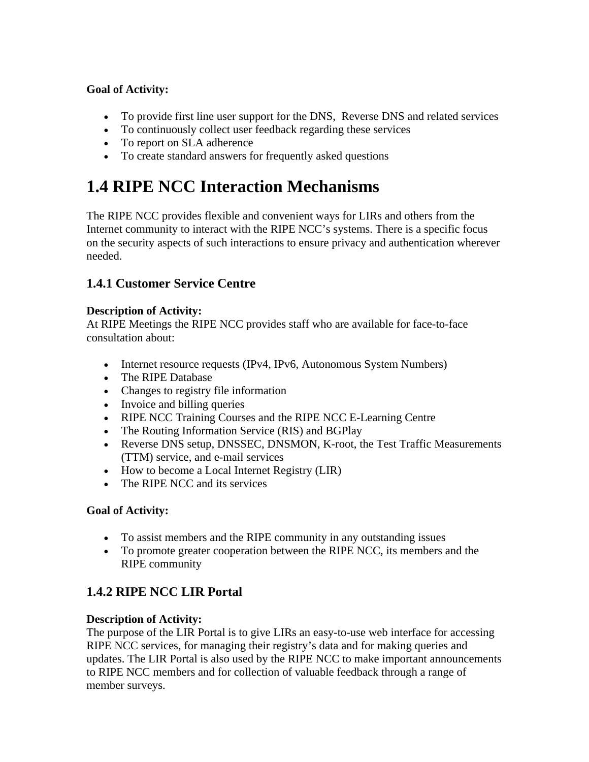**Goal of Activity:**

- To provide first line user support for the DNS,  Reverse DNS and related services
- To continuously collect user feedback regarding these services
- To report on SLA adherence
- To create standard answers for frequently asked questions

# 1.4 RIPE NCC Interaction Mechanisms

The RIPE NCC provides flexible and convenient ways for LIRs and others from the Internet community to interact with the RIPE NCC's systems. There is a specific focus on the security aspects of such interactions to ensure privacy and authentication wherever needed.

## 1.4.1 Customer Service Centre

**Description of Activity:**
At RIPE Meetings the RIPE NCC provides staff who are available for face-to-face consultation about:

- Internet resource requests (IPv4, IPv6, Autonomous System Numbers)
- The RIPE Database
- Changes to registry file information
- Invoice and billing queries
- RIPE NCC Training Courses and the RIPE NCC E-Learning Centre
- The Routing Information Service (RIS) and BGPlay
- Reverse DNS setup, DNSSEC, DNSMON, K-root, the Test Traffic Measurements (TTM) service, and e-mail services
- How to become a Local Internet Registry (LIR)
- The RIPE NCC and its services

**Goal of Activity:**

- To assist members and the RIPE community in any outstanding issues
- To promote greater cooperation between the RIPE NCC, its members and the RIPE community

## 1.4.2 RIPE NCC LIR Portal

**Description of Activity:**
The purpose of the LIR Portal is to give LIRs an easy-to-use web interface for accessing RIPE NCC services, for managing their registry's data and for making queries and updates. The LIR Portal is also used by the RIPE NCC to make important announcements to RIPE NCC members and for collection of valuable feedback through a range of member surveys.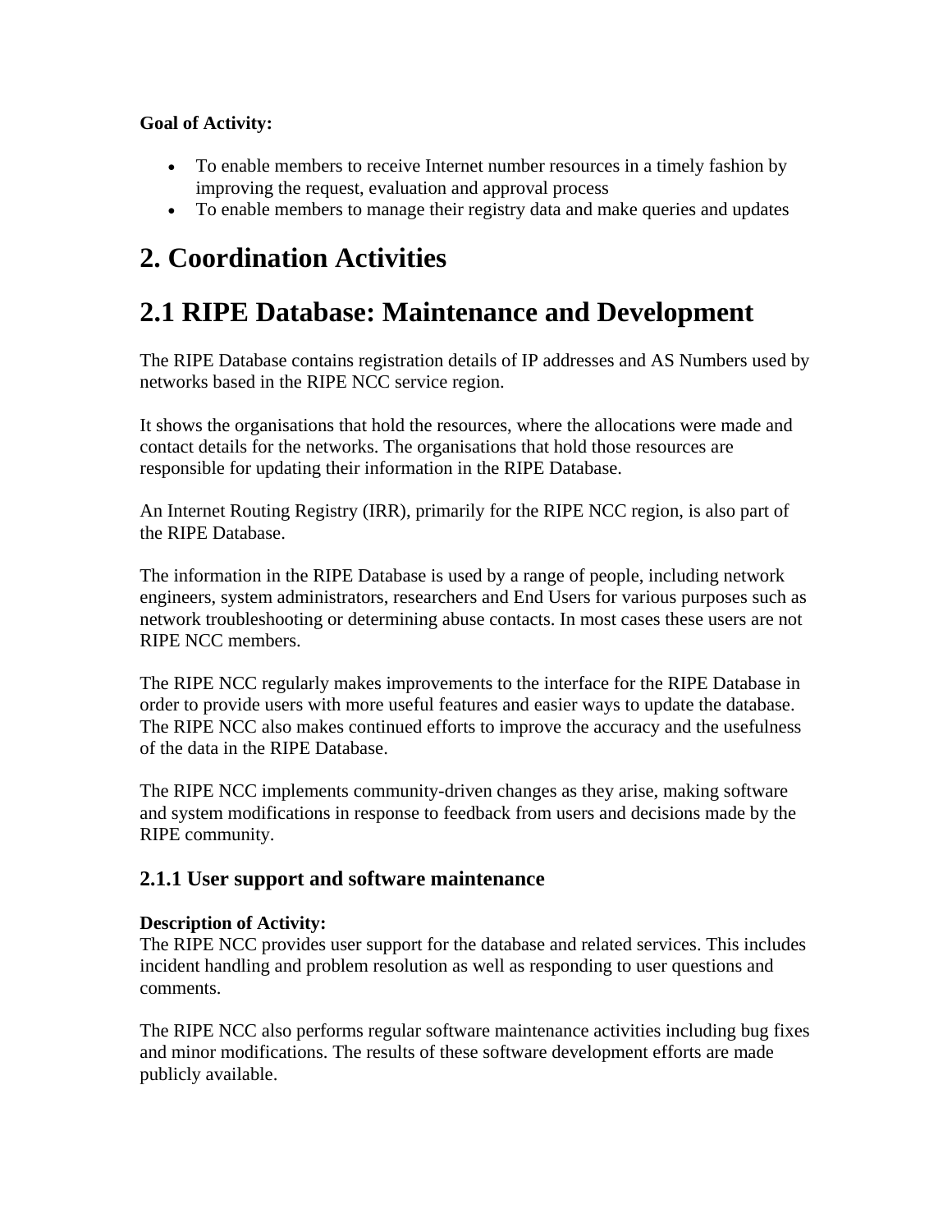**Goal of Activity:**

- To enable members to receive Internet number resources in a timely fashion by improving the request, evaluation and approval process
- To enable members to manage their registry data and make queries and updates

# 2. Coordination Activities

# 2.1 RIPE Database: Maintenance and Development

The RIPE Database contains registration details of IP addresses and AS Numbers used by networks based in the RIPE NCC service region.

It shows the organisations that hold the resources, where the allocations were made and contact details for the networks. The organisations that hold those resources are responsible for updating their information in the RIPE Database.

An Internet Routing Registry (IRR), primarily for the RIPE NCC region, is also part of the RIPE Database.

The information in the RIPE Database is used by a range of people, including network engineers, system administrators, researchers and End Users for various purposes such as network troubleshooting or determining abuse contacts. In most cases these users are not RIPE NCC members.

The RIPE NCC regularly makes improvements to the interface for the RIPE Database in order to provide users with more useful features and easier ways to update the database. The RIPE NCC also makes continued efforts to improve the accuracy and the usefulness of the data in the RIPE Database.

The RIPE NCC implements community-driven changes as they arise, making software and system modifications in response to feedback from users and decisions made by the RIPE community.

### 2.1.1 User support and software maintenance

**Description of Activity:**
The RIPE NCC provides user support for the database and related services. This includes incident handling and problem resolution as well as responding to user questions and comments.

The RIPE NCC also performs regular software maintenance activities including bug fixes and minor modifications. The results of these software development efforts are made publicly available.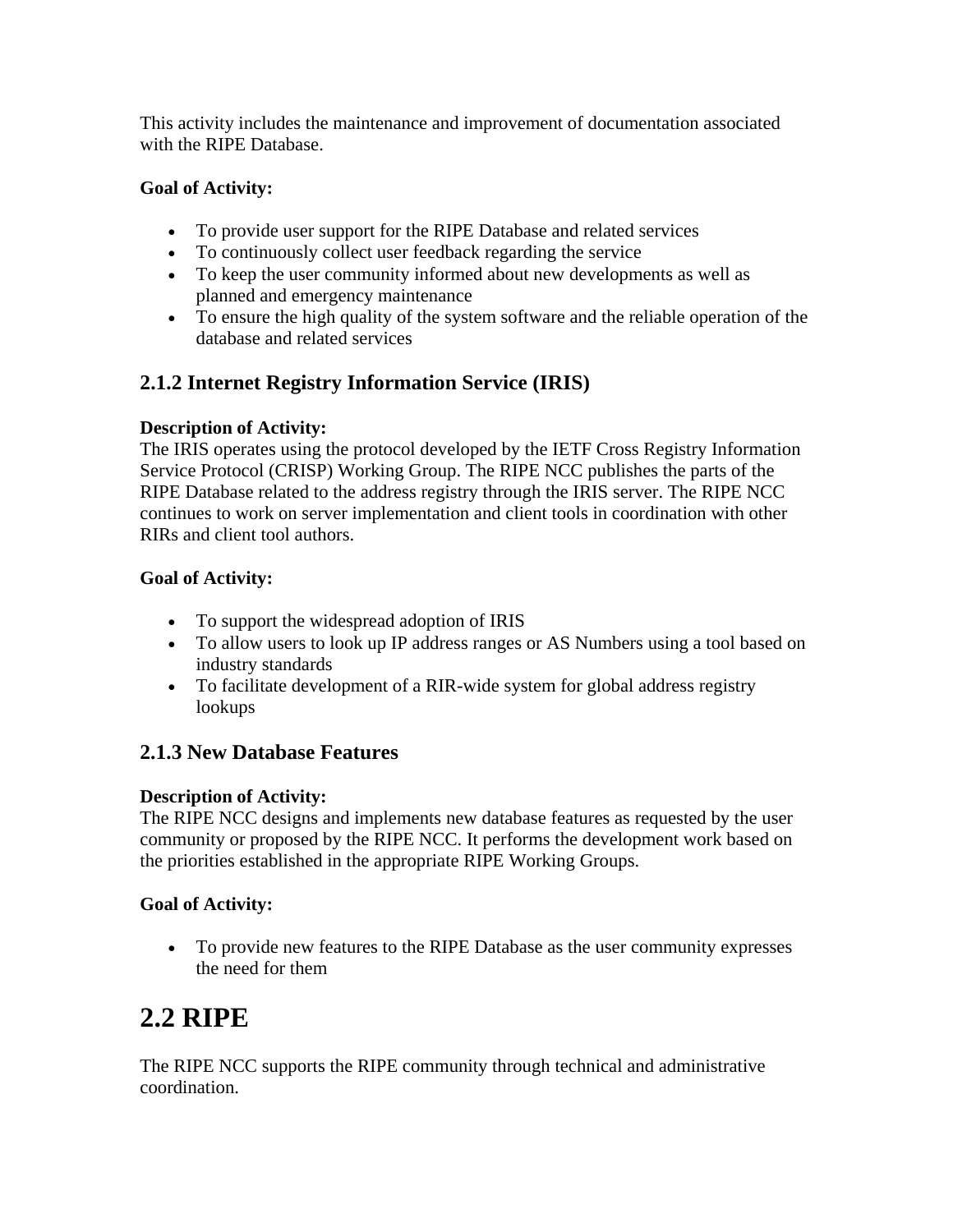This activity includes the maintenance and improvement of documentation associated with the RIPE Database.

**Goal of Activity:**

- To provide user support for the RIPE Database and related services
- To continuously collect user feedback regarding the service
- To keep the user community informed about new developments as well as planned and emergency maintenance
- To ensure the high quality of the system software and the reliable operation of the database and related services

### 2.1.2 Internet Registry Information Service (IRIS)

**Description of Activity:**
The IRIS operates using the protocol developed by the IETF Cross Registry Information Service Protocol (CRISP) Working Group. The RIPE NCC publishes the parts of the RIPE Database related to the address registry through the IRIS server. The RIPE NCC continues to work on server implementation and client tools in coordination with other RIRs and client tool authors.

**Goal of Activity:**

- To support the widespread adoption of IRIS
- To allow users to look up IP address ranges or AS Numbers using a tool based on industry standards
- To facilitate development of a RIR-wide system for global address registry lookups

### 2.1.3 New Database Features

**Description of Activity:**
The RIPE NCC designs and implements new database features as requested by the user community or proposed by the RIPE NCC. It performs the development work based on the priorities established in the appropriate RIPE Working Groups.

**Goal of Activity:**

- To provide new features to the RIPE Database as the user community expresses the need for them

## 2.2 RIPE

The RIPE NCC supports the RIPE community through technical and administrative coordination.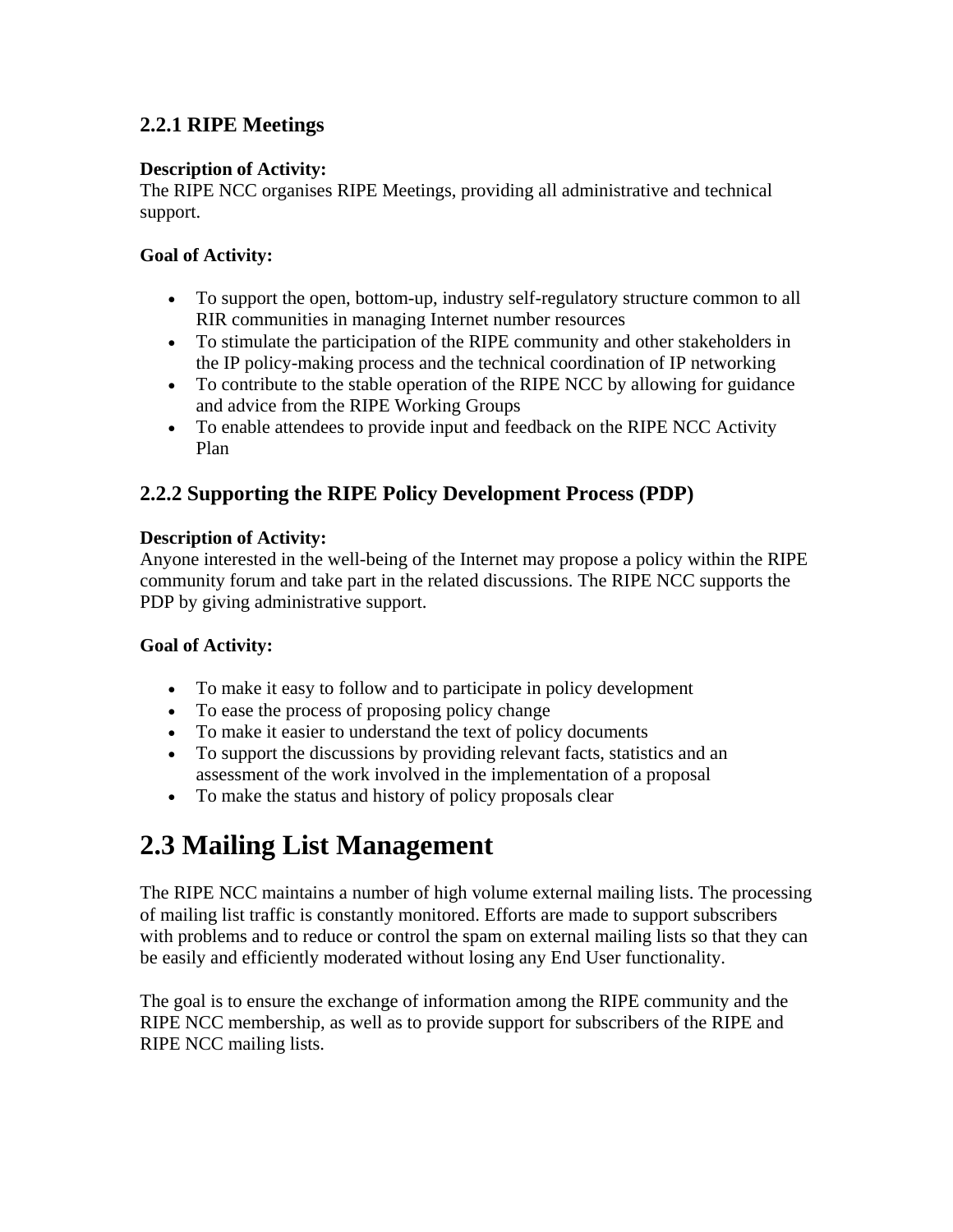### 2.2.1 RIPE Meetings

**Description of Activity:**
The RIPE NCC organises RIPE Meetings, providing all administrative and technical support.

**Goal of Activity:**

- To support the open, bottom-up, industry self-regulatory structure common to all RIR communities in managing Internet number resources
- To stimulate the participation of the RIPE community and other stakeholders in the IP policy-making process and the technical coordination of IP networking
- To contribute to the stable operation of the RIPE NCC by allowing for guidance and advice from the RIPE Working Groups
- To enable attendees to provide input and feedback on the RIPE NCC Activity Plan

### 2.2.2 Supporting the RIPE Policy Development Process (PDP)

**Description of Activity:**
Anyone interested in the well-being of the Internet may propose a policy within the RIPE community forum and take part in the related discussions. The RIPE NCC supports the PDP by giving administrative support.

**Goal of Activity:**

- To make it easy to follow and to participate in policy development
- To ease the process of proposing policy change
- To make it easier to understand the text of policy documents
- To support the discussions by providing relevant facts, statistics and an assessment of the work involved in the implementation of a proposal
- To make the status and history of policy proposals clear

# 2.3 Mailing List Management

The RIPE NCC maintains a number of high volume external mailing lists. The processing of mailing list traffic is constantly monitored. Efforts are made to support subscribers with problems and to reduce or control the spam on external mailing lists so that they can be easily and efficiently moderated without losing any End User functionality.

The goal is to ensure the exchange of information among the RIPE community and the RIPE NCC membership, as well as to provide support for subscribers of the RIPE and RIPE NCC mailing lists.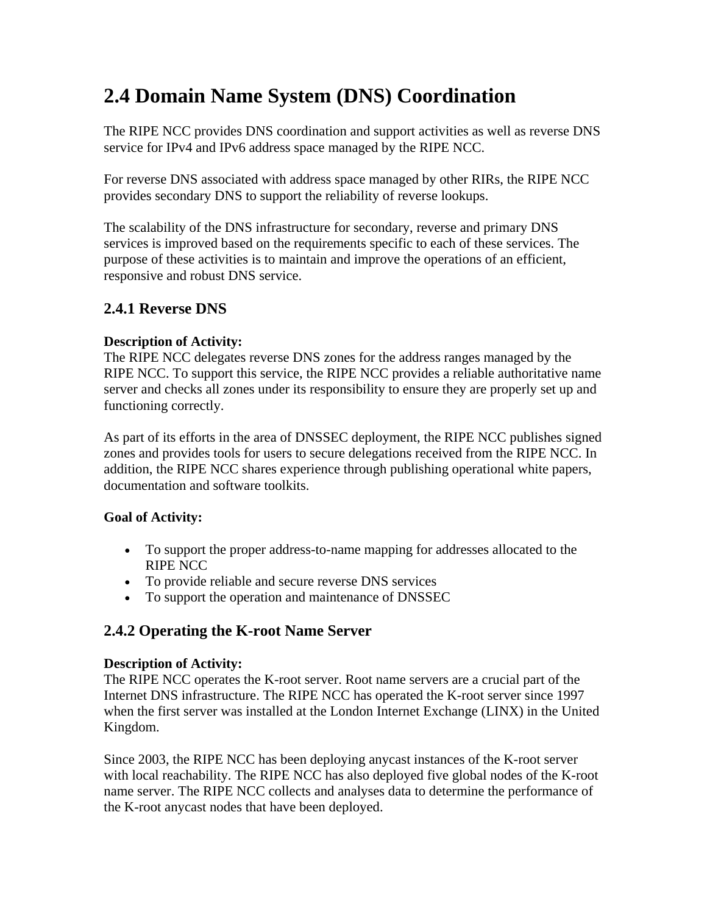# 2.4 Domain Name System (DNS) Coordination

The RIPE NCC provides DNS coordination and support activities as well as reverse DNS service for IPv4 and IPv6 address space managed by the RIPE NCC.

For reverse DNS associated with address space managed by other RIRs, the RIPE NCC provides secondary DNS to support the reliability of reverse lookups.

The scalability of the DNS infrastructure for secondary, reverse and primary DNS services is improved based on the requirements specific to each of these services. The purpose of these activities is to maintain and improve the operations of an efficient, responsive and robust DNS service.

## 2.4.1 Reverse DNS

**Description of Activity:**
The RIPE NCC delegates reverse DNS zones for the address ranges managed by the RIPE NCC. To support this service, the RIPE NCC provides a reliable authoritative name server and checks all zones under its responsibility to ensure they are properly set up and functioning correctly.

As part of its efforts in the area of DNSSEC deployment, the RIPE NCC publishes signed zones and provides tools for users to secure delegations received from the RIPE NCC. In addition, the RIPE NCC shares experience through publishing operational white papers, documentation and software toolkits.

**Goal of Activity:**

- To support the proper address-to-name mapping for addresses allocated to the RIPE NCC
- To provide reliable and secure reverse DNS services
- To support the operation and maintenance of DNSSEC

## 2.4.2 Operating the K-root Name Server

**Description of Activity:**
The RIPE NCC operates the K-root server. Root name servers are a crucial part of the Internet DNS infrastructure. The RIPE NCC has operated the K-root server since 1997 when the first server was installed at the London Internet Exchange (LINX) in the United Kingdom.

Since 2003, the RIPE NCC has been deploying anycast instances of the K-root server with local reachability. The RIPE NCC has also deployed five global nodes of the K-root name server. The RIPE NCC collects and analyses data to determine the performance of the K-root anycast nodes that have been deployed.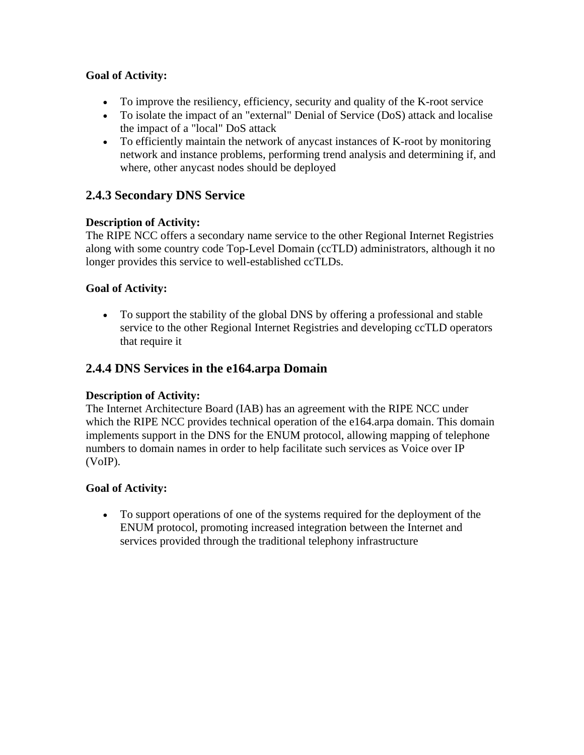**Goal of Activity:**

- To improve the resiliency, efficiency, security and quality of the K-root service
- To isolate the impact of an "external" Denial of Service (DoS) attack and localise the impact of a "local" DoS attack
- To efficiently maintain the network of anycast instances of K-root by monitoring network and instance problems, performing trend analysis and determining if, and where, other anycast nodes should be deployed

### 2.4.3 Secondary DNS Service

**Description of Activity:**
The RIPE NCC offers a secondary name service to the other Regional Internet Registries along with some country code Top-Level Domain (ccTLD) administrators, although it no longer provides this service to well-established ccTLDs.

**Goal of Activity:**

- To support the stability of the global DNS by offering a professional and stable service to the other Regional Internet Registries and developing ccTLD operators that require it

### 2.4.4 DNS Services in the e164.arpa Domain

**Description of Activity:**
The Internet Architecture Board (IAB) has an agreement with the RIPE NCC under which the RIPE NCC provides technical operation of the e164.arpa domain. This domain implements support in the DNS for the ENUM protocol, allowing mapping of telephone numbers to domain names in order to help facilitate such services as Voice over IP (VoIP).

**Goal of Activity:**

- To support operations of one of the systems required for the deployment of the ENUM protocol, promoting increased integration between the Internet and services provided through the traditional telephony infrastructure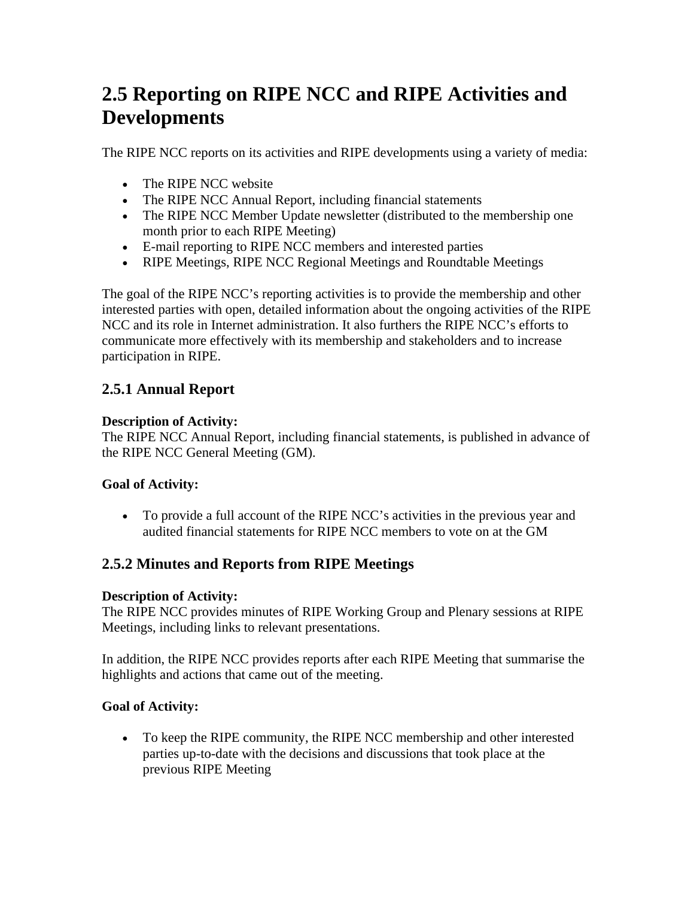# 2.5 Reporting on RIPE NCC and RIPE Activities and Developments

The RIPE NCC reports on its activities and RIPE developments using a variety of media:

- The RIPE NCC website
- The RIPE NCC Annual Report, including financial statements
- The RIPE NCC Member Update newsletter (distributed to the membership one month prior to each RIPE Meeting)
- E-mail reporting to RIPE NCC members and interested parties
- RIPE Meetings, RIPE NCC Regional Meetings and Roundtable Meetings

The goal of the RIPE NCC's reporting activities is to provide the membership and other interested parties with open, detailed information about the ongoing activities of the RIPE NCC and its role in Internet administration. It also furthers the RIPE NCC's efforts to communicate more effectively with its membership and stakeholders and to increase participation in RIPE.

## 2.5.1 Annual Report

**Description of Activity:**
The RIPE NCC Annual Report, including financial statements, is published in advance of the RIPE NCC General Meeting (GM).

**Goal of Activity:**

- To provide a full account of the RIPE NCC's activities in the previous year and audited financial statements for RIPE NCC members to vote on at the GM

## 2.5.2 Minutes and Reports from RIPE Meetings

**Description of Activity:**
The RIPE NCC provides minutes of RIPE Working Group and Plenary sessions at RIPE Meetings, including links to relevant presentations.

In addition, the RIPE NCC provides reports after each RIPE Meeting that summarise the highlights and actions that came out of the meeting.

**Goal of Activity:**

- To keep the RIPE community, the RIPE NCC membership and other interested parties up-to-date with the decisions and discussions that took place at the previous RIPE Meeting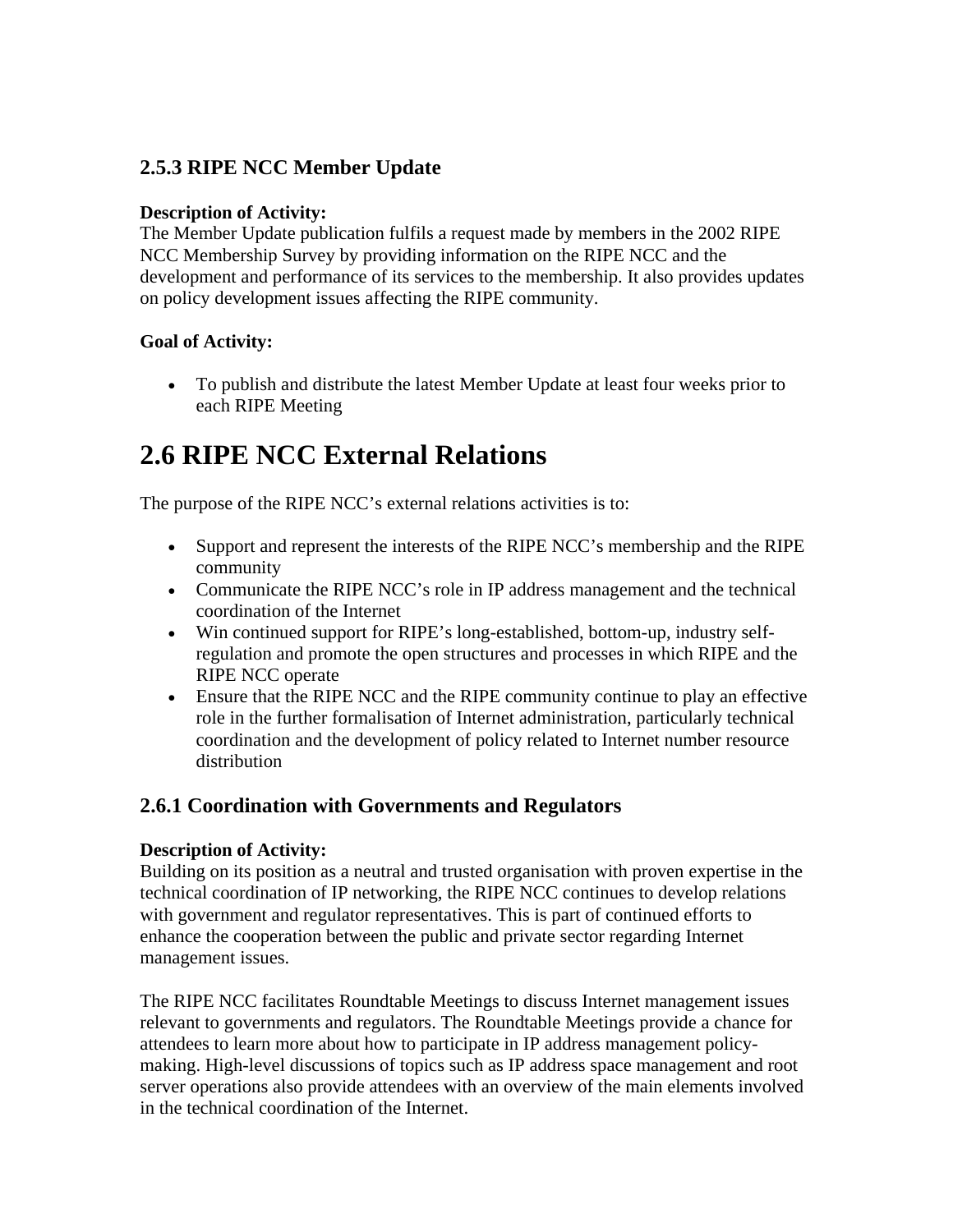### 2.5.3 RIPE NCC Member Update

**Description of Activity:**
The Member Update publication fulfils a request made by members in the 2002 RIPE NCC Membership Survey by providing information on the RIPE NCC and the development and performance of its services to the membership. It also provides updates on policy development issues affecting the RIPE community.

**Goal of Activity:**

- To publish and distribute the latest Member Update at least four weeks prior to each RIPE Meeting

# 2.6 RIPE NCC External Relations

The purpose of the RIPE NCC's external relations activities is to:

- Support and represent the interests of the RIPE NCC's membership and the RIPE community
- Communicate the RIPE NCC's role in IP address management and the technical coordination of the Internet
- Win continued support for RIPE's long-established, bottom-up, industry self-regulation and promote the open structures and processes in which RIPE and the RIPE NCC operate
- Ensure that the RIPE NCC and the RIPE community continue to play an effective role in the further formalisation of Internet administration, particularly technical coordination and the development of policy related to Internet number resource distribution

## 2.6.1 Coordination with Governments and Regulators

**Description of Activity:**
Building on its position as a neutral and trusted organisation with proven expertise in the technical coordination of IP networking, the RIPE NCC continues to develop relations with government and regulator representatives. This is part of continued efforts to enhance the cooperation between the public and private sector regarding Internet management issues.

The RIPE NCC facilitates Roundtable Meetings to discuss Internet management issues relevant to governments and regulators. The Roundtable Meetings provide a chance for attendees to learn more about how to participate in IP address management policy-making. High-level discussions of topics such as IP address space management and root server operations also provide attendees with an overview of the main elements involved in the technical coordination of the Internet.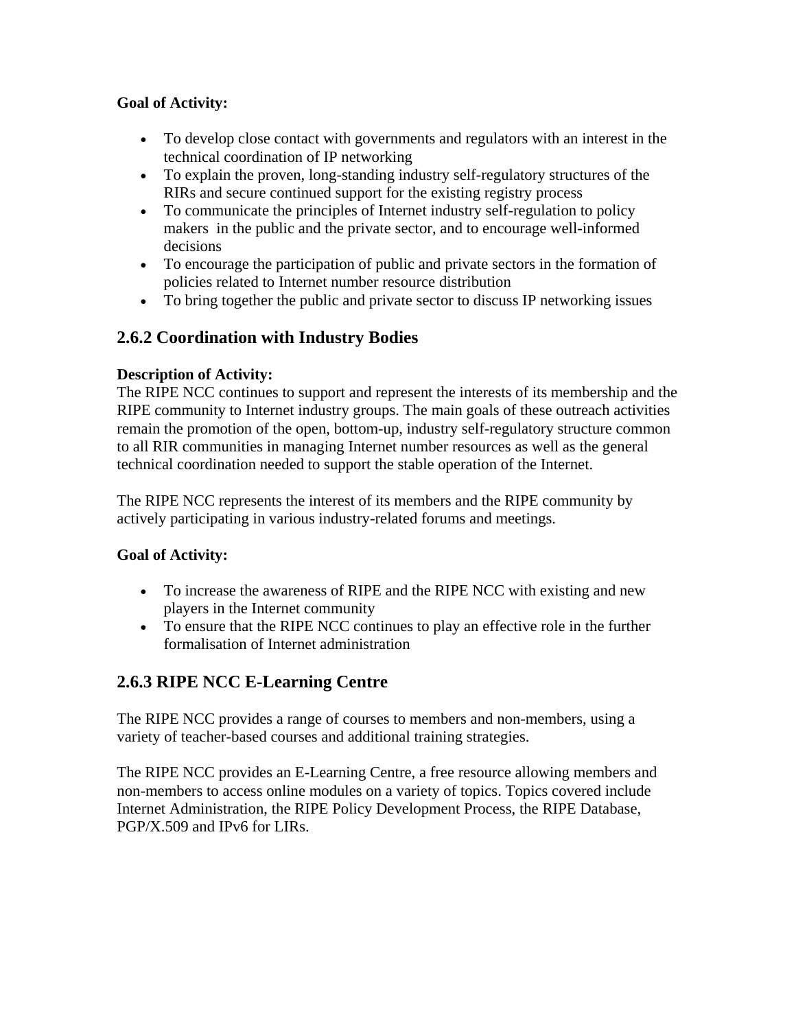**Goal of Activity:**

- To develop close contact with governments and regulators with an interest in the technical coordination of IP networking
- To explain the proven, long-standing industry self-regulatory structures of the RIRs and secure continued support for the existing registry process
- To communicate the principles of Internet industry self-regulation to policy makers in the public and the private sector, and to encourage well-informed decisions
- To encourage the participation of public and private sectors in the formation of policies related to Internet number resource distribution
- To bring together the public and private sector to discuss IP networking issues

## 2.6.2 Coordination with Industry Bodies

**Description of Activity:**
The RIPE NCC continues to support and represent the interests of its membership and the RIPE community to Internet industry groups. The main goals of these outreach activities remain the promotion of the open, bottom-up, industry self-regulatory structure common to all RIR communities in managing Internet number resources as well as the general technical coordination needed to support the stable operation of the Internet.

The RIPE NCC represents the interest of its members and the RIPE community by actively participating in various industry-related forums and meetings.

**Goal of Activity:**

- To increase the awareness of RIPE and the RIPE NCC with existing and new players in the Internet community
- To ensure that the RIPE NCC continues to play an effective role in the further formalisation of Internet administration

## 2.6.3 RIPE NCC E-Learning Centre

The RIPE NCC provides a range of courses to members and non-members, using a variety of teacher-based courses and additional training strategies.

The RIPE NCC provides an E-Learning Centre, a free resource allowing members and non-members to access online modules on a variety of topics. Topics covered include Internet Administration, the RIPE Policy Development Process, the RIPE Database, PGP/X.509 and IPv6 for LIRs.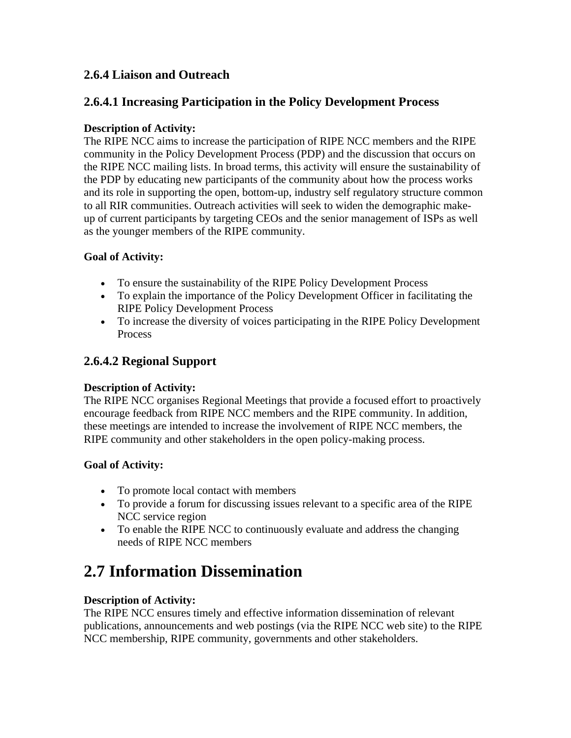### 2.6.4 Liaison and Outreach

### 2.6.4.1 Increasing Participation in the Policy Development Process

**Description of Activity:**
The RIPE NCC aims to increase the participation of RIPE NCC members and the RIPE community in the Policy Development Process (PDP) and the discussion that occurs on the RIPE NCC mailing lists. In broad terms, this activity will ensure the sustainability of the PDP by educating new participants of the community about how the process works and its role in supporting the open, bottom-up, industry self regulatory structure common to all RIR communities. Outreach activities will seek to widen the demographic make-up of current participants by targeting CEOs and the senior management of ISPs as well as the younger members of the RIPE community.

**Goal of Activity:**

- To ensure the sustainability of the RIPE Policy Development Process
- To explain the importance of the Policy Development Officer in facilitating the RIPE Policy Development Process
- To increase the diversity of voices participating in the RIPE Policy Development Process

### 2.6.4.2 Regional Support

**Description of Activity:**
The RIPE NCC organises Regional Meetings that provide a focused effort to proactively encourage feedback from RIPE NCC members and the RIPE community. In addition, these meetings are intended to increase the involvement of RIPE NCC members, the RIPE community and other stakeholders in the open policy-making process.

**Goal of Activity:**

- To promote local contact with members
- To provide a forum for discussing issues relevant to a specific area of the RIPE NCC service region
- To enable the RIPE NCC to continuously evaluate and address the changing needs of RIPE NCC members

# 2.7 Information Dissemination

**Description of Activity:**
The RIPE NCC ensures timely and effective information dissemination of relevant publications, announcements and web postings (via the RIPE NCC web site) to the RIPE NCC membership, RIPE community, governments and other stakeholders.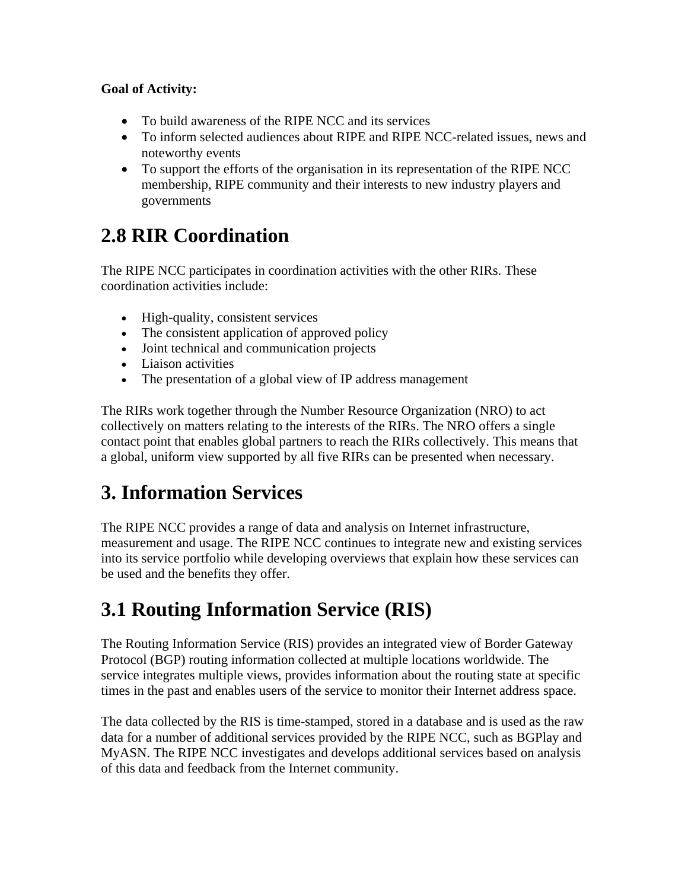**Goal of Activity:**

- To build awareness of the RIPE NCC and its services
- To inform selected audiences about RIPE and RIPE NCC-related issues, news and noteworthy events
- To support the efforts of the organisation in its representation of the RIPE NCC membership, RIPE community and their interests to new industry players and governments

## 2.8 RIR Coordination

The RIPE NCC participates in coordination activities with the other RIRs. These coordination activities include:

- High-quality, consistent services
- The consistent application of approved policy
- Joint technical and communication projects
- Liaison activities
- The presentation of a global view of IP address management

The RIRs work together through the Number Resource Organization (NRO) to act collectively on matters relating to the interests of the RIRs. The NRO offers a single contact point that enables global partners to reach the RIRs collectively. This means that a global, uniform view supported by all five RIRs can be presented when necessary.

# 3. Information Services

The RIPE NCC provides a range of data and analysis on Internet infrastructure, measurement and usage. The RIPE NCC continues to integrate new and existing services into its service portfolio while developing overviews that explain how these services can be used and the benefits they offer.

## 3.1 Routing Information Service (RIS)

The Routing Information Service (RIS) provides an integrated view of Border Gateway Protocol (BGP) routing information collected at multiple locations worldwide. The service integrates multiple views, provides information about the routing state at specific times in the past and enables users of the service to monitor their Internet address space.

The data collected by the RIS is time-stamped, stored in a database and is used as the raw data for a number of additional services provided by the RIPE NCC, such as BGPlay and MyASN. The RIPE NCC investigates and develops additional services based on analysis of this data and feedback from the Internet community.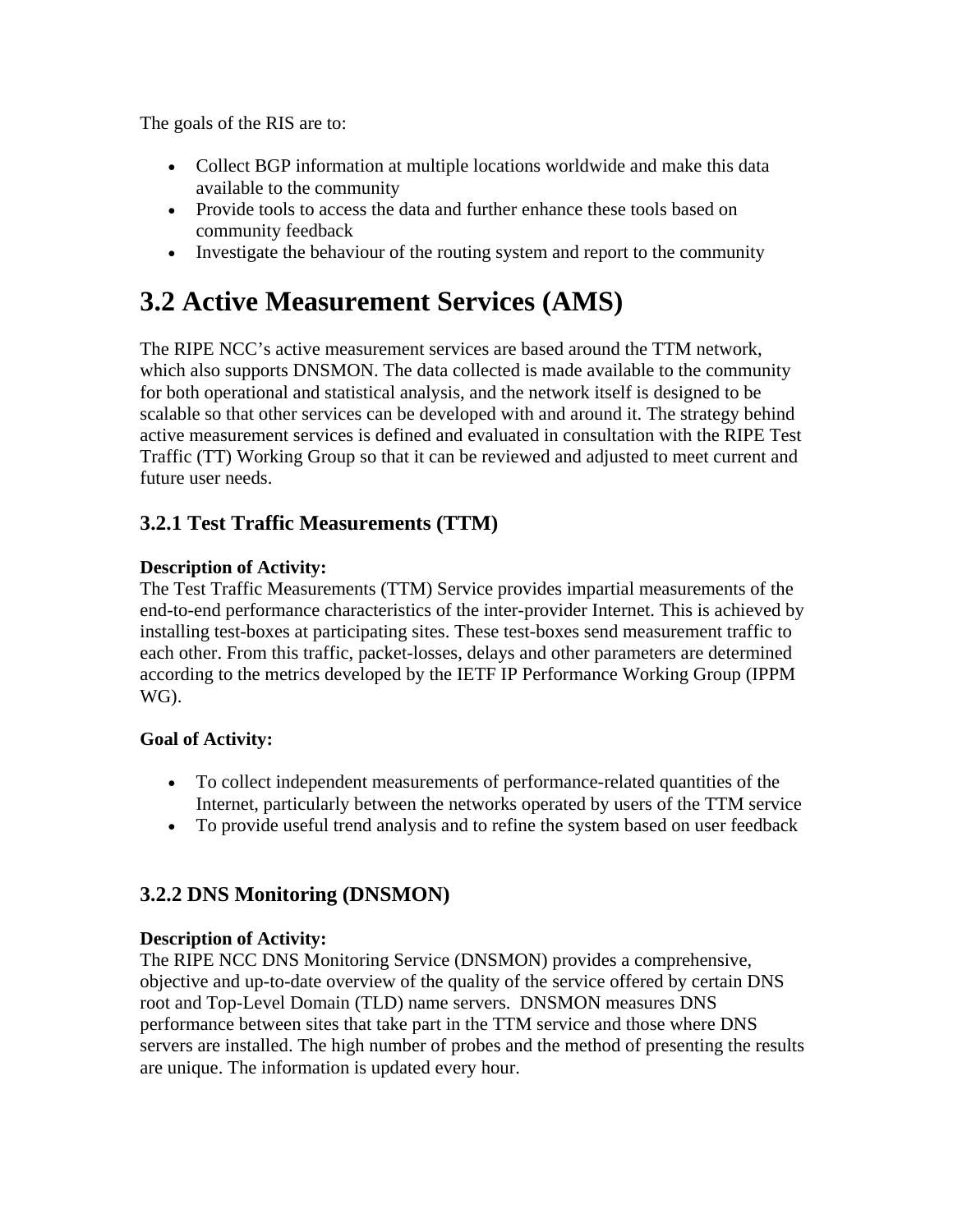The goals of the RIS are to:

- Collect BGP information at multiple locations worldwide and make this data available to the community
- Provide tools to access the data and further enhance these tools based on community feedback
- Investigate the behaviour of the routing system and report to the community

# 3.2 Active Measurement Services (AMS)

The RIPE NCC's active measurement services are based around the TTM network, which also supports DNSMON. The data collected is made available to the community for both operational and statistical analysis, and the network itself is designed to be scalable so that other services can be developed with and around it. The strategy behind active measurement services is defined and evaluated in consultation with the RIPE Test Traffic (TT) Working Group so that it can be reviewed and adjusted to meet current and future user needs.

## 3.2.1 Test Traffic Measurements (TTM)

**Description of Activity:**
The Test Traffic Measurements (TTM) Service provides impartial measurements of the end-to-end performance characteristics of the inter-provider Internet. This is achieved by installing test-boxes at participating sites. These test-boxes send measurement traffic to each other. From this traffic, packet-losses, delays and other parameters are determined according to the metrics developed by the IETF IP Performance Working Group (IPPM WG).

**Goal of Activity:**

- To collect independent measurements of performance-related quantities of the Internet, particularly between the networks operated by users of the TTM service
- To provide useful trend analysis and to refine the system based on user feedback

## 3.2.2 DNS Monitoring (DNSMON)

**Description of Activity:**
The RIPE NCC DNS Monitoring Service (DNSMON) provides a comprehensive, objective and up-to-date overview of the quality of the service offered by certain DNS root and Top-Level Domain (TLD) name servers. DNSMON measures DNS performance between sites that take part in the TTM service and those where DNS servers are installed. The high number of probes and the method of presenting the results are unique. The information is updated every hour.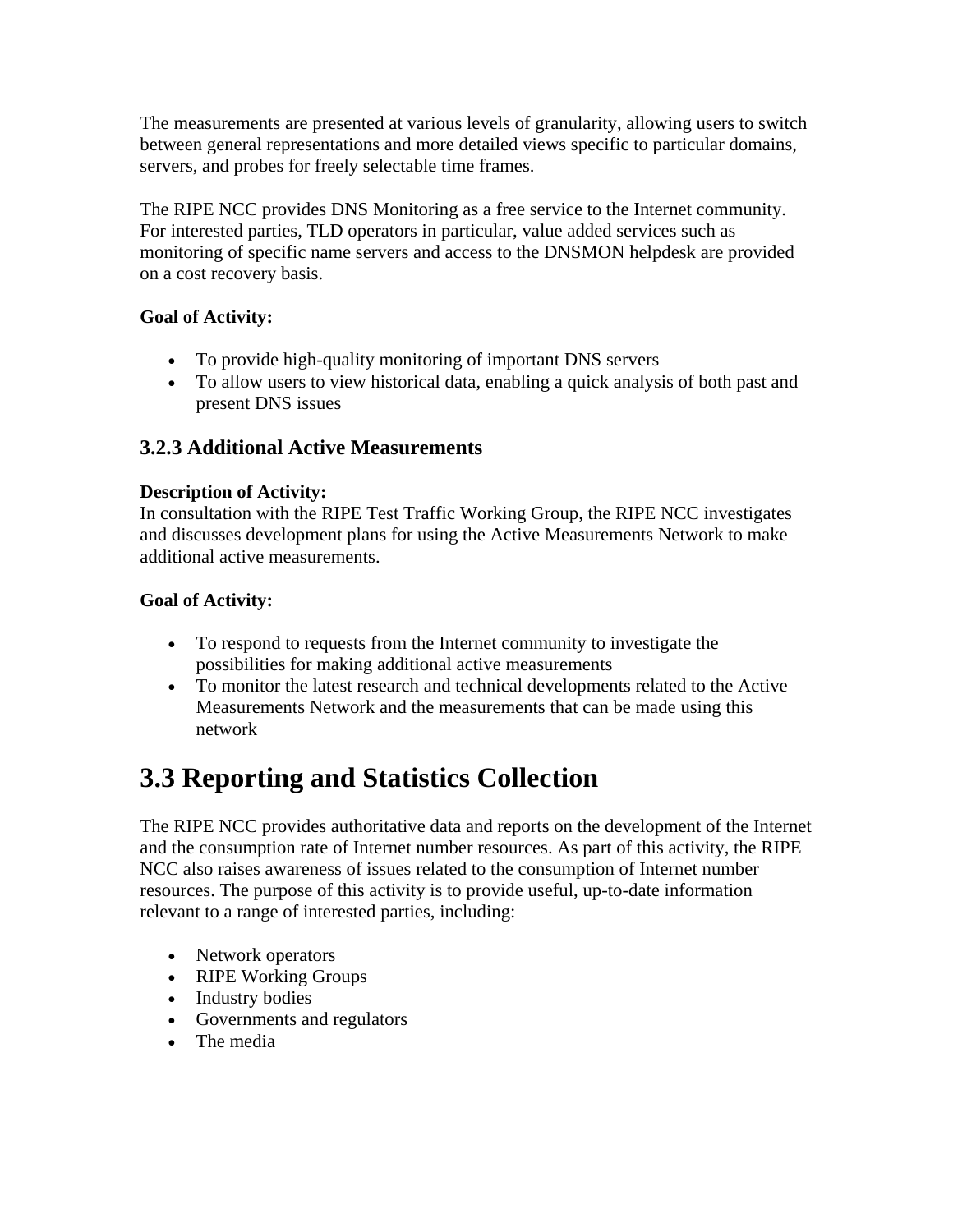The measurements are presented at various levels of granularity, allowing users to switch between general representations and more detailed views specific to particular domains, servers, and probes for freely selectable time frames.

The RIPE NCC provides DNS Monitoring as a free service to the Internet community. For interested parties, TLD operators in particular, value added services such as monitoring of specific name servers and access to the DNSMON helpdesk are provided on a cost recovery basis.

**Goal of Activity:**

- To provide high-quality monitoring of important DNS servers
- To allow users to view historical data, enabling a quick analysis of both past and present DNS issues

### 3.2.3 Additional Active Measurements

**Description of Activity:**
In consultation with the RIPE Test Traffic Working Group, the RIPE NCC investigates and discusses development plans for using the Active Measurements Network to make additional active measurements.

**Goal of Activity:**

- To respond to requests from the Internet community to investigate the possibilities for making additional active measurements
- To monitor the latest research and technical developments related to the Active Measurements Network and the measurements that can be made using this network

# 3.3 Reporting and Statistics Collection

The RIPE NCC provides authoritative data and reports on the development of the Internet and the consumption rate of Internet number resources. As part of this activity, the RIPE NCC also raises awareness of issues related to the consumption of Internet number resources. The purpose of this activity is to provide useful, up-to-date information relevant to a range of interested parties, including:

- Network operators
- RIPE Working Groups
- Industry bodies
- Governments and regulators
- The media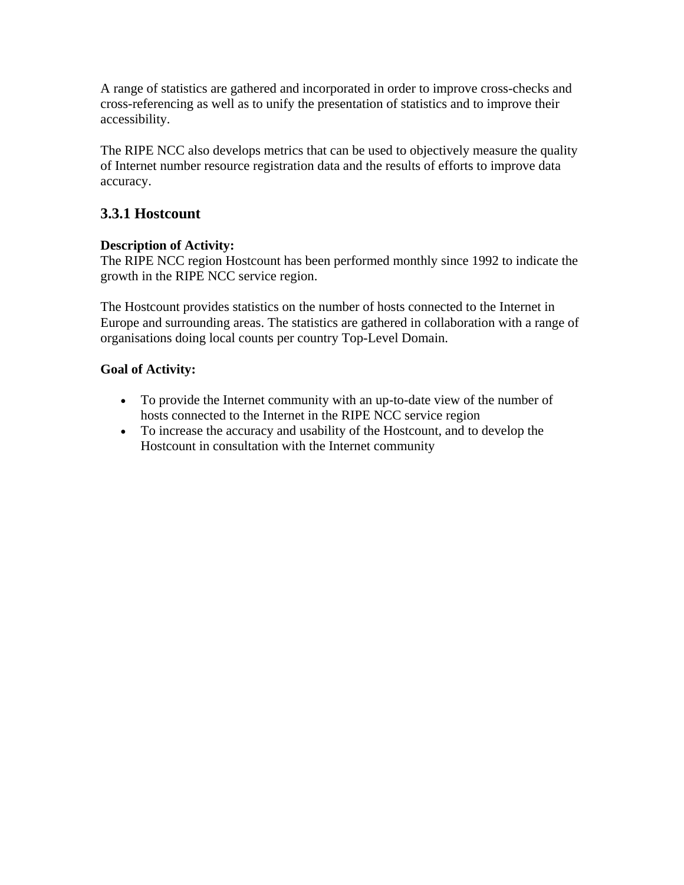A range of statistics are gathered and incorporated in order to improve cross-checks and cross-referencing as well as to unify the presentation of statistics and to improve their accessibility.

The RIPE NCC also develops metrics that can be used to objectively measure the quality of Internet number resource registration data and the results of efforts to improve data accuracy.

### 3.3.1 Hostcount

**Description of Activity:**
The RIPE NCC region Hostcount has been performed monthly since 1992 to indicate the growth in the RIPE NCC service region.

The Hostcount provides statistics on the number of hosts connected to the Internet in Europe and surrounding areas. The statistics are gathered in collaboration with a range of organisations doing local counts per country Top-Level Domain.

**Goal of Activity:**

- To provide the Internet community with an up-to-date view of the number of hosts connected to the Internet in the RIPE NCC service region
- To increase the accuracy and usability of the Hostcount, and to develop the Hostcount in consultation with the Internet community